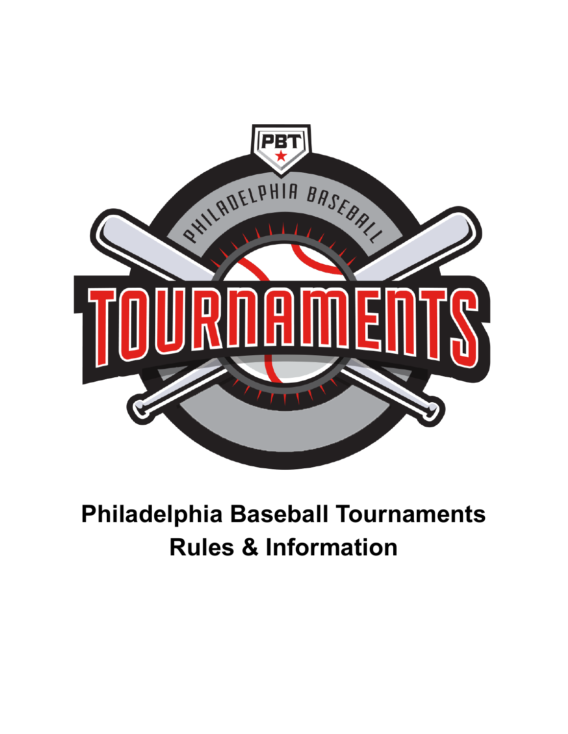# Philadelphia Baseball Tournaments Rules & Information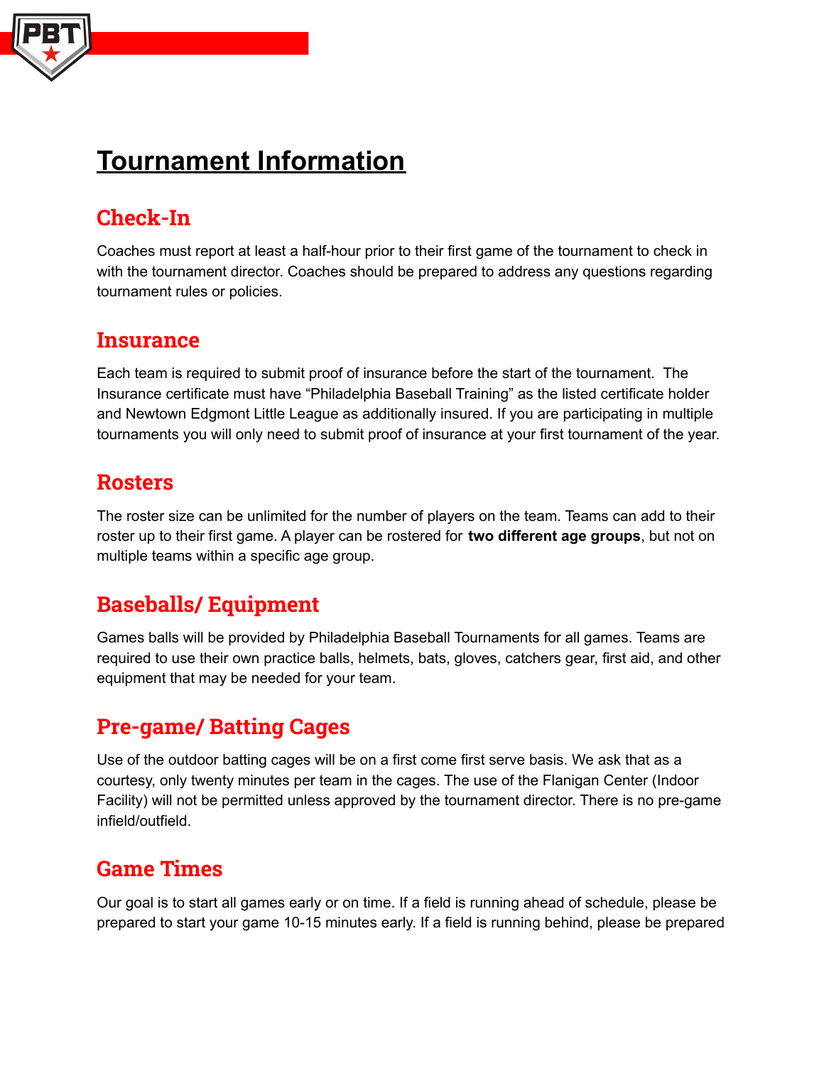# Tournament Information

## Check-In

Coaches must report at least a half-hour prior to their first game of the tournament to check in with the tournament director. Coaches should be prepared to address any questions regarding tournament rules or policies.

## Insurance

Each team is required to submit proof of insurance before the start of the tournament. The Insurance certificate must have "Philadelphia Baseball Training" as the listed certificate holder and Newtown Edgmont Little League as additionally insured. If you are participating in multiple tournaments you will only need to submit proof of insurance at your first tournament of the year.

## Rosters

The roster size can be unlimited for the number of players on the team. Teams can add to their roster up to their first game. A player can be rostered for **two different age groups**, but not on multiple teams within a specific age group.

## Baseballs/ Equipment

Games balls will be provided by Philadelphia Baseball Tournaments for all games. Teams are required to use their own practice balls, helmets, bats, gloves, catchers gear, first aid, and other equipment that may be needed for your team.

## Pre-game/ Batting Cages

Use of the outdoor batting cages will be on a first come first serve basis. We ask that as a courtesy, only twenty minutes per team in the cages. The use of the Flanigan Center (Indoor Facility) will not be permitted unless approved by the tournament director. There is no pre-game infield/outfield.

## Game Times

Our goal is to start all games early or on time. If a field is running ahead of schedule, please be prepared to start your game 10-15 minutes early. If a field is running behind, please be prepared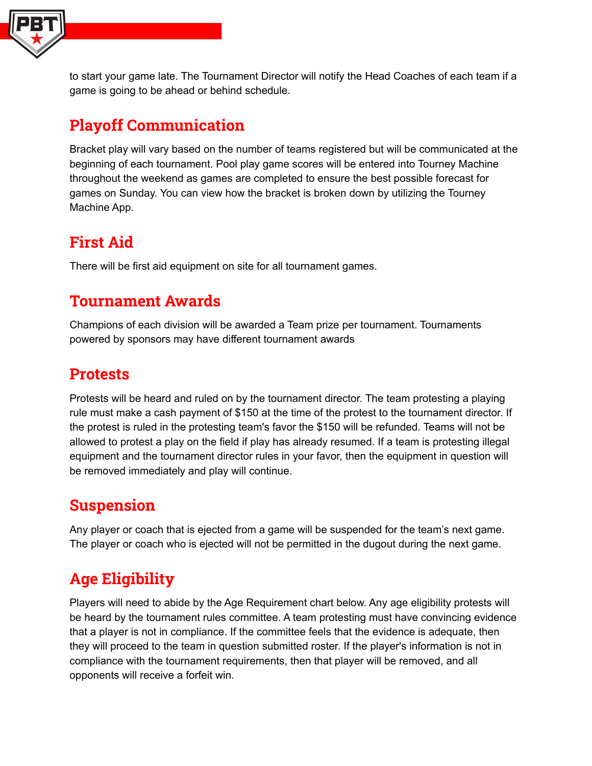to start your game late. The Tournament Director will notify the Head Coaches of each team if a game is going to be ahead or behind schedule.

## Playoff Communication

Bracket play will vary based on the number of teams registered but will be communicated at the beginning of each tournament. Pool play game scores will be entered into Tourney Machine throughout the weekend as games are completed to ensure the best possible forecast for games on Sunday. You can view how the bracket is broken down by utilizing the Tourney Machine App.

## First Aid

There will be first aid equipment on site for all tournament games.

## Tournament Awards

Champions of each division will be awarded a Team prize per tournament. Tournaments powered by sponsors may have different tournament awards

## Protests

Protests will be heard and ruled on by the tournament director. The team protesting a playing rule must make a cash payment of $150 at the time of the protest to the tournament director. If the protest is ruled in the protesting team's favor the $150 will be refunded. Teams will not be allowed to protest a play on the field if play has already resumed. If a team is protesting illegal equipment and the tournament director rules in your favor, then the equipment in question will be removed immediately and play will continue.

## Suspension

Any player or coach that is ejected from a game will be suspended for the team's next game. The player or coach who is ejected will not be permitted in the dugout during the next game.

## Age Eligibility

Players will need to abide by the Age Requirement chart below. Any age eligibility protests will be heard by the tournament rules committee. A team protesting must have convincing evidence that a player is not in compliance. If the committee feels that the evidence is adequate, then they will proceed to the team in question submitted roster. If the player's information is not in compliance with the tournament requirements, then that player will be removed, and all opponents will receive a forfeit win.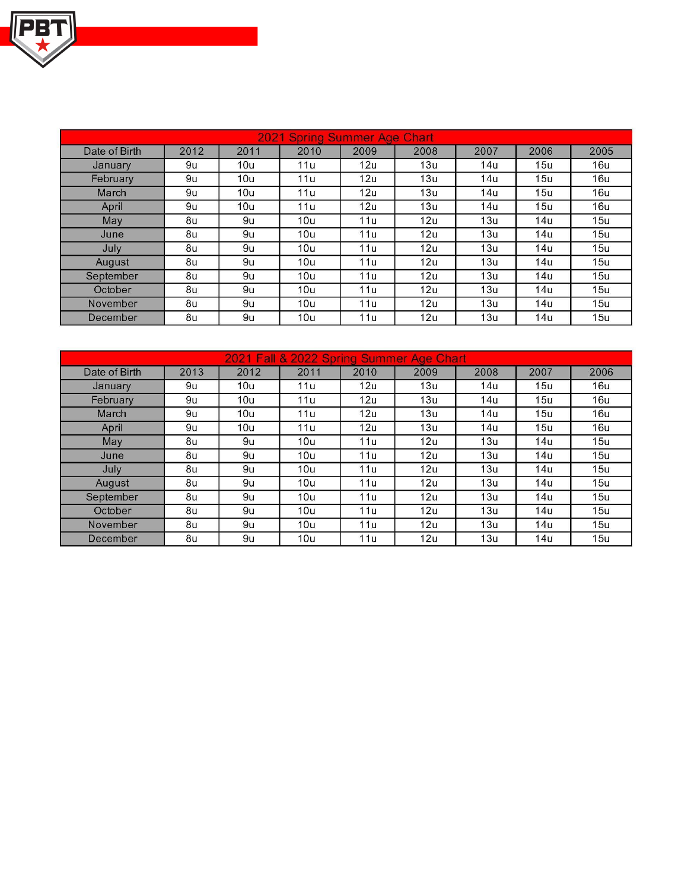| 2021 Spring Summer Age Chart | | | | | | | | |
|---|---|---|---|---|---|---|---|---|
| Date of Birth | 2012 | 2011 | 2010 | 2009 | 2008 | 2007 | 2006 | 2005 |
| January | 9u | 10u | 11u | 12u | 13u | 14u | 15u | 16u |
| February | 9u | 10u | 11u | 12u | 13u | 14u | 15u | 16u |
| March | 9u | 10u | 11u | 12u | 13u | 14u | 15u | 16u |
| April | 9u | 10u | 11u | 12u | 13u | 14u | 15u | 16u |
| May | 8u | 9u | 10u | 11u | 12u | 13u | 14u | 15u |
| June | 8u | 9u | 10u | 11u | 12u | 13u | 14u | 15u |
| July | 8u | 9u | 10u | 11u | 12u | 13u | 14u | 15u |
| August | 8u | 9u | 10u | 11u | 12u | 13u | 14u | 15u |
| September | 8u | 9u | 10u | 11u | 12u | 13u | 14u | 15u |
| October | 8u | 9u | 10u | 11u | 12u | 13u | 14u | 15u |
| November | 8u | 9u | 10u | 11u | 12u | 13u | 14u | 15u |
| December | 8u | 9u | 10u | 11u | 12u | 13u | 14u | 15u |

| 2021 Fall & 2022 Spring Summer Age Chart | | | | | | | | |
|---|---|---|---|---|---|---|---|---|
| Date of Birth | 2013 | 2012 | 2011 | 2010 | 2009 | 2008 | 2007 | 2006 |
| January | 9u | 10u | 11u | 12u | 13u | 14u | 15u | 16u |
| February | 9u | 10u | 11u | 12u | 13u | 14u | 15u | 16u |
| March | 9u | 10u | 11u | 12u | 13u | 14u | 15u | 16u |
| April | 9u | 10u | 11u | 12u | 13u | 14u | 15u | 16u |
| May | 8u | 9u | 10u | 11u | 12u | 13u | 14u | 15u |
| June | 8u | 9u | 10u | 11u | 12u | 13u | 14u | 15u |
| July | 8u | 9u | 10u | 11u | 12u | 13u | 14u | 15u |
| August | 8u | 9u | 10u | 11u | 12u | 13u | 14u | 15u |
| September | 8u | 9u | 10u | 11u | 12u | 13u | 14u | 15u |
| October | 8u | 9u | 10u | 11u | 12u | 13u | 14u | 15u |
| November | 8u | 9u | 10u | 11u | 12u | 13u | 14u | 15u |
| December | 8u | 9u | 10u | 11u | 12u | 13u | 14u | 15u |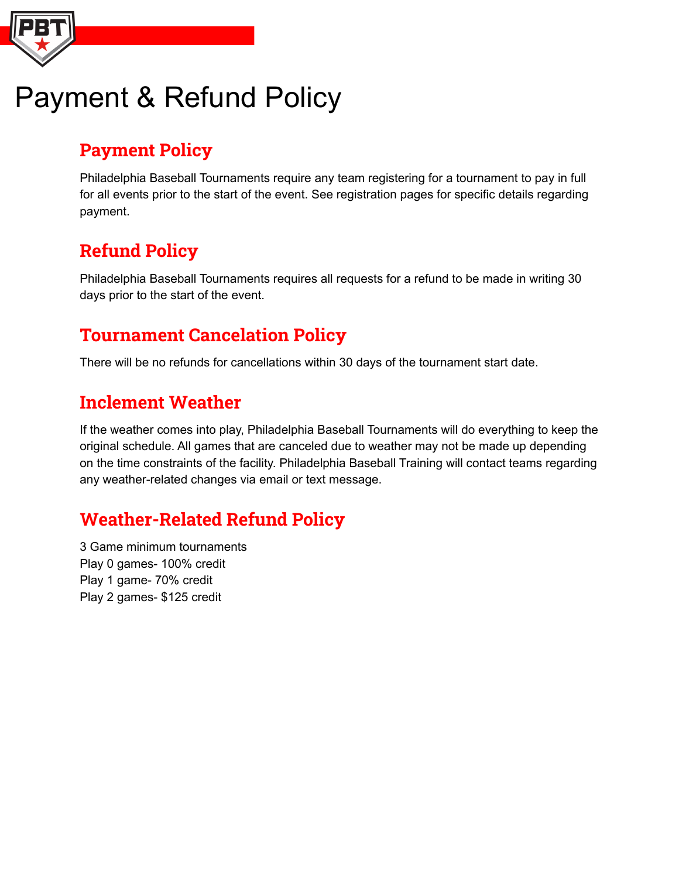# Payment & Refund Policy

## Payment Policy

Philadelphia Baseball Tournaments require any team registering for a tournament to pay in full for all events prior to the start of the event. See registration pages for specific details regarding payment.

## Refund Policy

Philadelphia Baseball Tournaments requires all requests for a refund to be made in writing 30 days prior to the start of the event.

## Tournament Cancelation Policy

There will be no refunds for cancellations within 30 days of the tournament start date.

## Inclement Weather

If the weather comes into play, Philadelphia Baseball Tournaments will do everything to keep the original schedule. All games that are canceled due to weather may not be made up depending on the time constraints of the facility. Philadelphia Baseball Training will contact teams regarding any weather-related changes via email or text message.

## Weather-Related Refund Policy

3 Game minimum tournaments
Play 0 games- 100% credit
Play 1 game- 70% credit
Play 2 games- $125 credit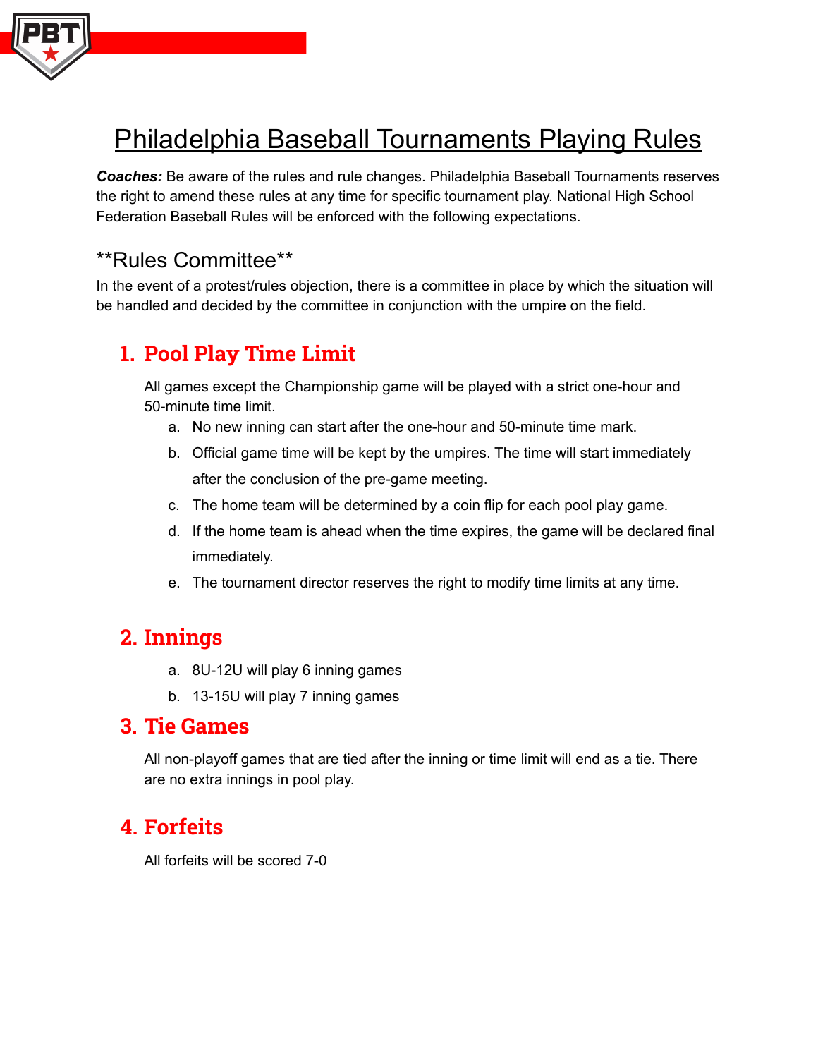# Philadelphia Baseball Tournaments Playing Rules

***Coaches:*** Be aware of the rules and rule changes. Philadelphia Baseball Tournaments reserves the right to amend these rules at any time for specific tournament play. National High School Federation Baseball Rules will be enforced with the following expectations.

## **Rules Committee**

In the event of a protest/rules objection, there is a committee in place by which the situation will be handled and decided by the committee in conjunction with the umpire on the field.

## 1. Pool Play Time Limit

All games except the Championship game will be played with a strict one-hour and 50-minute time limit.

a. No new inning can start after the one-hour and 50-minute time mark.
b. Official game time will be kept by the umpires. The time will start immediately after the conclusion of the pre-game meeting.
c. The home team will be determined by a coin flip for each pool play game.
d. If the home team is ahead when the time expires, the game will be declared final immediately.
e. The tournament director reserves the right to modify time limits at any time.

## 2. Innings

a. 8U-12U will play 6 inning games
b. 13-15U will play 7 inning games

## 3. Tie Games

All non-playoff games that are tied after the inning or time limit will end as a tie. There are no extra innings in pool play.

## 4. Forfeits

All forfeits will be scored 7-0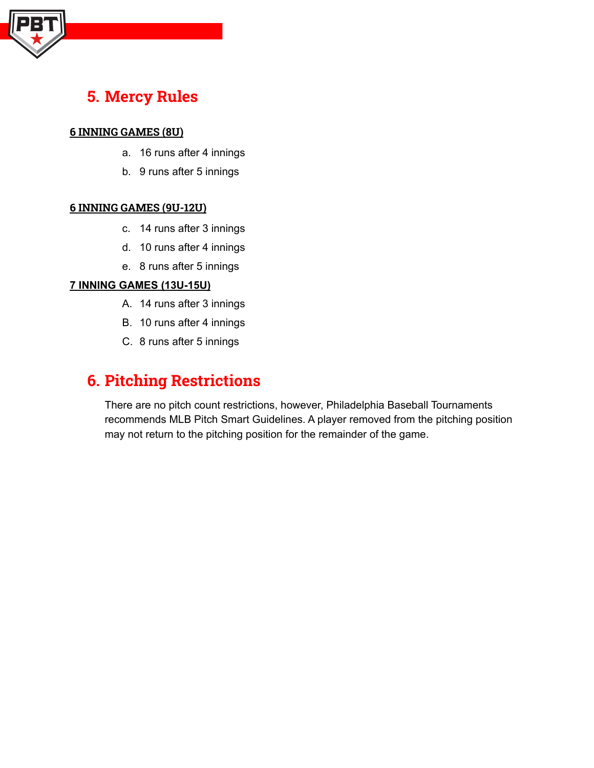## 5. Mercy Rules

**6 INNING GAMES (8U)**

a. 16 runs after 4 innings
b. 9 runs after 5 innings

**6 INNING GAMES (9U-12U)**

c. 14 runs after 3 innings
d. 10 runs after 4 innings
e. 8 runs after 5 innings

**7 INNING GAMES (13U-15U)**

A. 14 runs after 3 innings
B. 10 runs after 4 innings
C. 8 runs after 5 innings

## 6. Pitching Restrictions

There are no pitch count restrictions, however, Philadelphia Baseball Tournaments recommends MLB Pitch Smart Guidelines. A player removed from the pitching position may not return to the pitching position for the remainder of the game.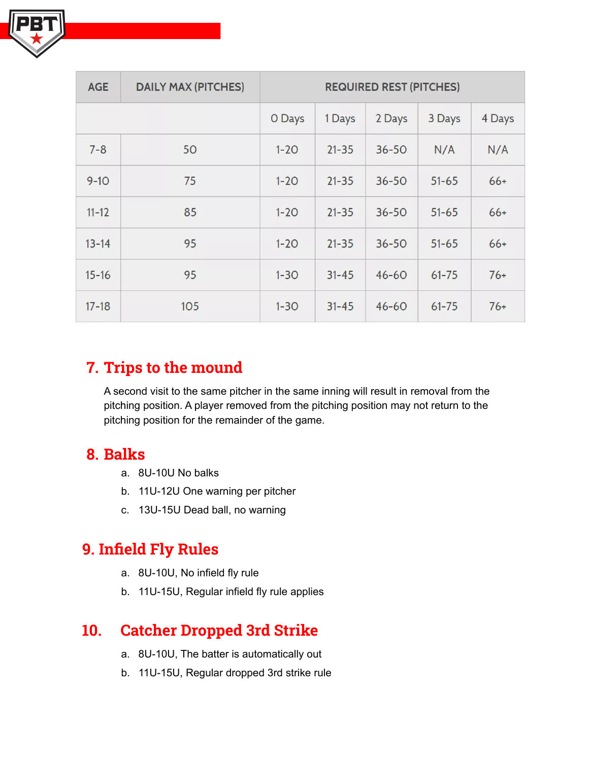| AGE | DAILY MAX (PITCHES) | REQUIRED REST (PITCHES) | | | | |
|---|---|---|---|---|---|---|
| | | 0 Days | 1 Days | 2 Days | 3 Days | 4 Days |
| 7-8 | 50 | 1-20 | 21-35 | 36-50 | N/A | N/A |
| 9-10 | 75 | 1-20 | 21-35 | 36-50 | 51-65 | 66+ |
| 11-12 | 85 | 1-20 | 21-35 | 36-50 | 51-65 | 66+ |
| 13-14 | 95 | 1-20 | 21-35 | 36-50 | 51-65 | 66+ |
| 15-16 | 95 | 1-30 | 31-45 | 46-60 | 61-75 | 76+ |
| 17-18 | 105 | 1-30 | 31-45 | 46-60 | 61-75 | 76+ |

## 7. Trips to the mound

A second visit to the same pitcher in the same inning will result in removal from the pitching position. A player removed from the pitching position may not return to the pitching position for the remainder of the game.

## 8. Balks

a. 8U-10U No balks
b. 11U-12U One warning per pitcher
c. 13U-15U Dead ball, no warning

## 9. Infield Fly Rules

a. 8U-10U, No infield fly rule
b. 11U-15U, Regular infield fly rule applies

## 10. Catcher Dropped 3rd Strike

a. 8U-10U, The batter is automatically out
b. 11U-15U, Regular dropped 3rd strike rule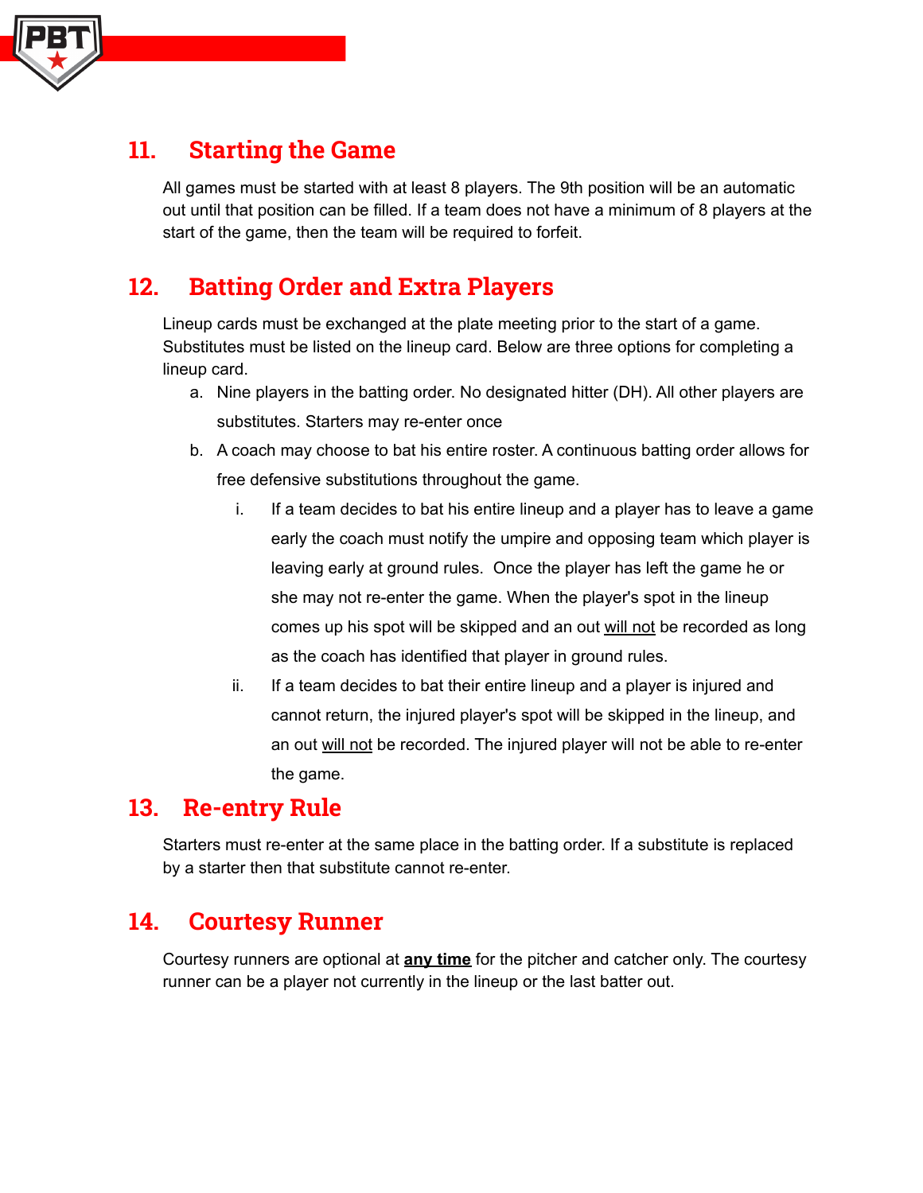## 11. Starting the Game

All games must be started with at least 8 players. The 9th position will be an automatic out until that position can be filled. If a team does not have a minimum of 8 players at the start of the game, then the team will be required to forfeit.

## 12. Batting Order and Extra Players

Lineup cards must be exchanged at the plate meeting prior to the start of a game. Substitutes must be listed on the lineup card. Below are three options for completing a lineup card.

a. Nine players in the batting order. No designated hitter (DH). All other players are substitutes. Starters may re-enter once

b. A coach may choose to bat his entire roster. A continuous batting order allows for free defensive substitutions throughout the game.

   i. If a team decides to bat his entire lineup and a player has to leave a game early the coach must notify the umpire and opposing team which player is leaving early at ground rules. Once the player has left the game he or she may not re-enter the game. When the player's spot in the lineup comes up his spot will be skipped and an out will not be recorded as long as the coach has identified that player in ground rules.

   ii. If a team decides to bat their entire lineup and a player is injured and cannot return, the injured player's spot will be skipped in the lineup, and an out will not be recorded. The injured player will not be able to re-enter the game.

## 13. Re-entry Rule

Starters must re-enter at the same place in the batting order. If a substitute is replaced by a starter then that substitute cannot re-enter.

## 14. Courtesy Runner

Courtesy runners are optional at **any time** for the pitcher and catcher only. The courtesy runner can be a player not currently in the lineup or the last batter out.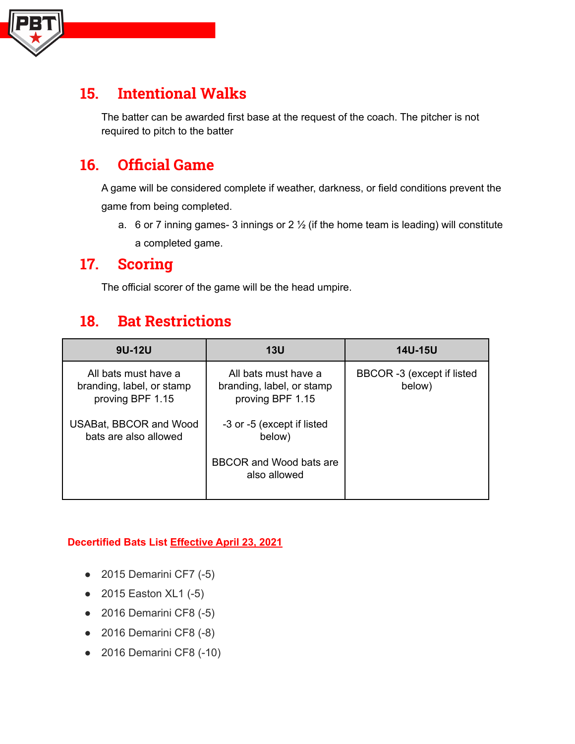## 15. Intentional Walks

The batter can be awarded first base at the request of the coach. The pitcher is not required to pitch to the batter

## 16. Official Game

A game will be considered complete if weather, darkness, or field conditions prevent the game from being completed.

a. 6 or 7 inning games- 3 innings or 2 ½ (if the home team is leading) will constitute a completed game.

## 17. Scoring

The official scorer of the game will be the head umpire.

## 18. Bat Restrictions

| 9U-12U | 13U | 14U-15U |
| --- | --- | --- |
| All bats must have a branding, label, or stamp proving BPF 1.15<br><br>USABat, BBCOR and Wood bats are also allowed | All bats must have a branding, label, or stamp proving BPF 1.15<br><br>-3 or -5 (except if listed below)<br><br>BBCOR and Wood bats are also allowed | BBCOR -3 (except if listed below) |

**Decertified Bats List Effective April 23, 2021**

- 2015 Demarini CF7 (-5)
- 2015 Easton XL1 (-5)
- 2016 Demarini CF8 (-5)
- 2016 Demarini CF8 (-8)
- 2016 Demarini CF8 (-10)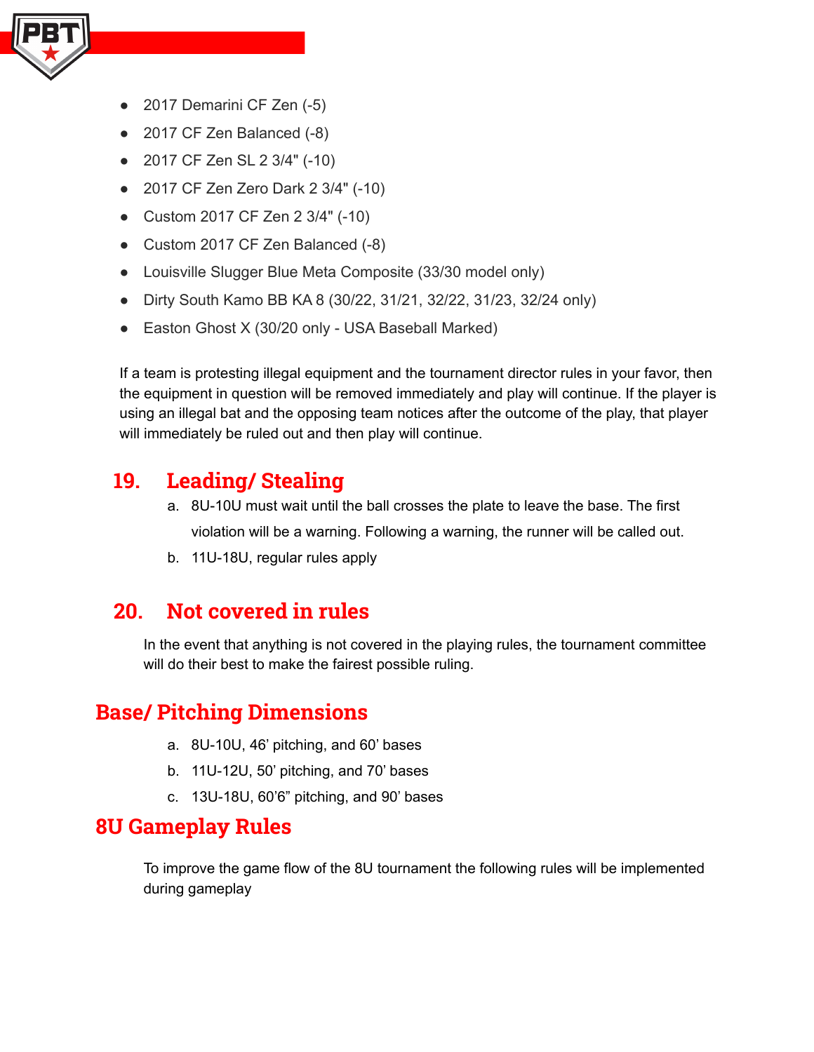- 2017 Demarini CF Zen (-5)
- 2017 CF Zen Balanced (-8)
- 2017 CF Zen SL 2 3/4" (-10)
- 2017 CF Zen Zero Dark 2 3/4" (-10)
- Custom 2017 CF Zen 2 3/4" (-10)
- Custom 2017 CF Zen Balanced (-8)
- Louisville Slugger Blue Meta Composite (33/30 model only)
- Dirty South Kamo BB KA 8 (30/22, 31/21, 32/22, 31/23, 32/24 only)
- Easton Ghost X (30/20 only - USA Baseball Marked)

If a team is protesting illegal equipment and the tournament director rules in your favor, then the equipment in question will be removed immediately and play will continue. If the player is using an illegal bat and the opposing team notices after the outcome of the play, that player will immediately be ruled out and then play will continue.

## 19. Leading/ Stealing

a. 8U-10U must wait until the ball crosses the plate to leave the base. The first violation will be a warning. Following a warning, the runner will be called out.
b. 11U-18U, regular rules apply

## 20. Not covered in rules

In the event that anything is not covered in the playing rules, the tournament committee will do their best to make the fairest possible ruling.

## Base/ Pitching Dimensions

a. 8U-10U, 46' pitching, and 60' bases
b. 11U-12U, 50' pitching, and 70' bases
c. 13U-18U, 60'6" pitching, and 90' bases

## 8U Gameplay Rules

To improve the game flow of the 8U tournament the following rules will be implemented during gameplay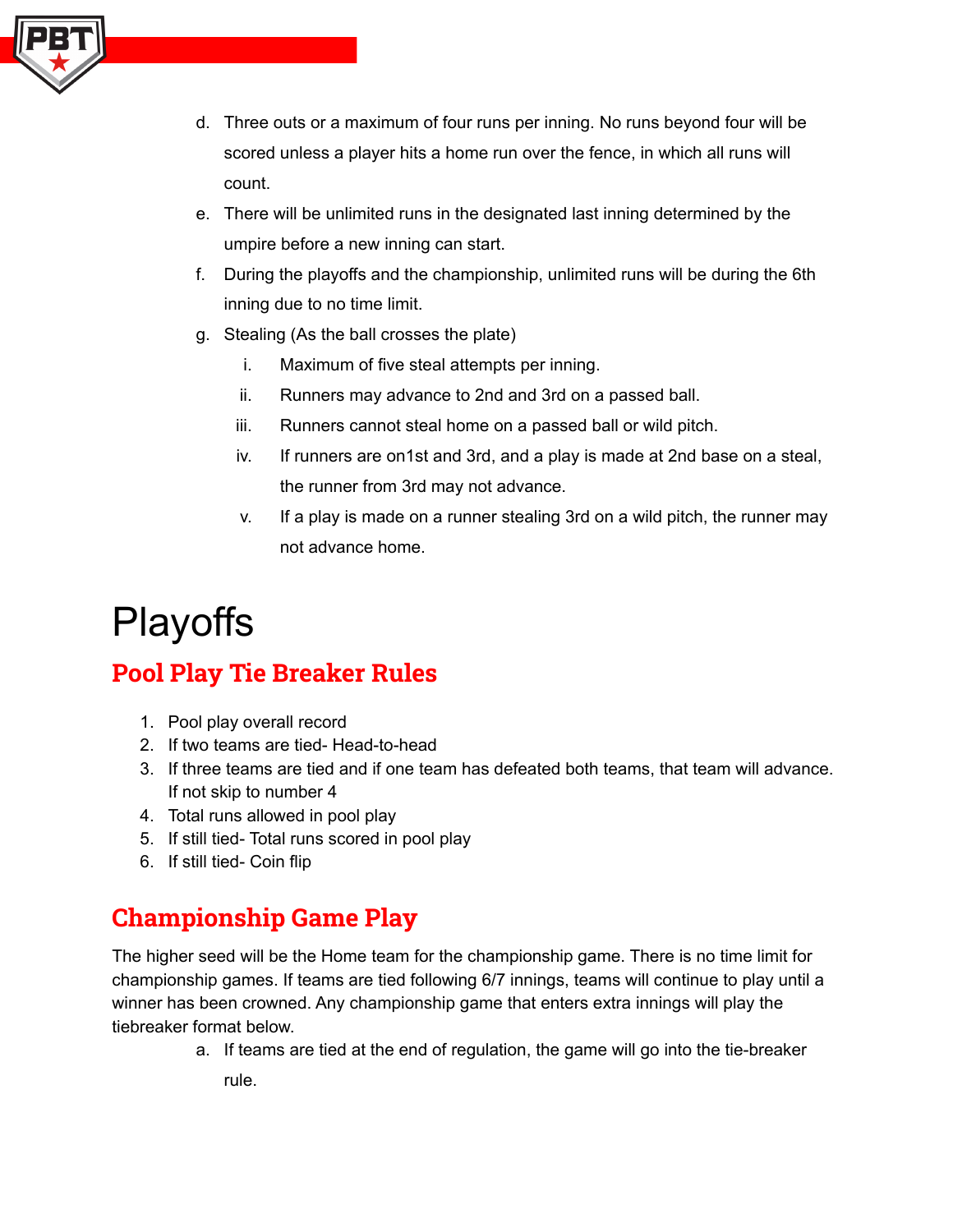d. Three outs or a maximum of four runs per inning. No runs beyond four will be scored unless a player hits a home run over the fence, in which all runs will count.

e. There will be unlimited runs in the designated last inning determined by the umpire before a new inning can start.

f. During the playoffs and the championship, unlimited runs will be during the 6th inning due to no time limit.

g. Stealing (As the ball crosses the plate)

   i. Maximum of five steal attempts per inning.

   ii. Runners may advance to 2nd and 3rd on a passed ball.

   iii. Runners cannot steal home on a passed ball or wild pitch.

   iv. If runners are on1st and 3rd, and a play is made at 2nd base on a steal, the runner from 3rd may not advance.

   v. If a play is made on a runner stealing 3rd on a wild pitch, the runner may not advance home.

# Playoffs

## Pool Play Tie Breaker Rules

1. Pool play overall record
2. If two teams are tied- Head-to-head
3. If three teams are tied and if one team has defeated both teams, that team will advance. If not skip to number 4
4. Total runs allowed in pool play
5. If still tied- Total runs scored in pool play
6. If still tied- Coin flip

## Championship Game Play

The higher seed will be the Home team for the championship game. There is no time limit for championship games. If teams are tied following 6/7 innings, teams will continue to play until a winner has been crowned. Any championship game that enters extra innings will play the tiebreaker format below.

a. If teams are tied at the end of regulation, the game will go into the tie-breaker rule.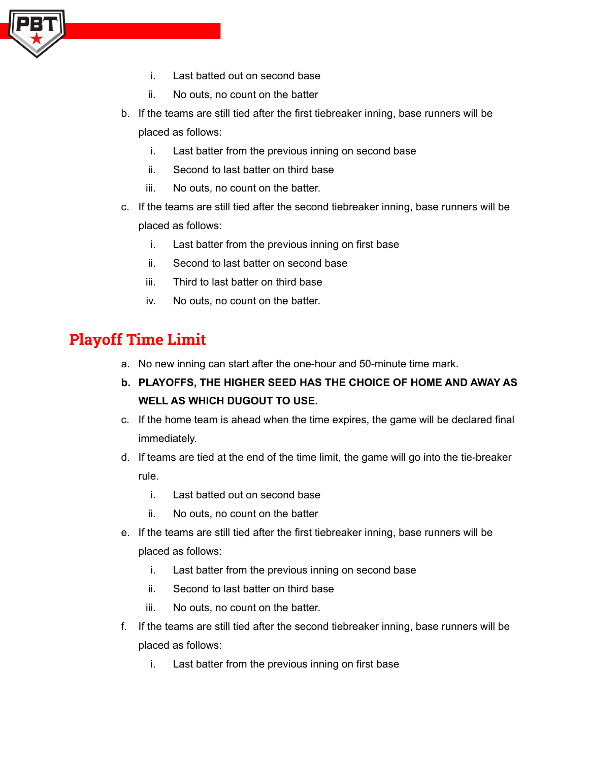i. Last batted out on second base
    ii. No outs, no count on the batter

b. If the teams are still tied after the first tiebreaker inning, base runners will be placed as follows:
    i. Last batter from the previous inning on second base
    ii. Second to last batter on third base
    iii. No outs, no count on the batter.

c. If the teams are still tied after the second tiebreaker inning, base runners will be placed as follows:
    i. Last batter from the previous inning on first base
    ii. Second to last batter on second base
    iii. Third to last batter on third base
    iv. No outs, no count on the batter.

## Playoff Time Limit

a. No new inning can start after the one-hour and 50-minute time mark.

**b. PLAYOFFS, THE HIGHER SEED HAS THE CHOICE OF HOME AND AWAY AS WELL AS WHICH DUGOUT TO USE.**

c. If the home team is ahead when the time expires, the game will be declared final immediately.

d. If teams are tied at the end of the time limit, the game will go into the tie-breaker rule.
    i. Last batted out on second base
    ii. No outs, no count on the batter

e. If the teams are still tied after the first tiebreaker inning, base runners will be placed as follows:
    i. Last batter from the previous inning on second base
    ii. Second to last batter on third base
    iii. No outs, no count on the batter.

f. If the teams are still tied after the second tiebreaker inning, base runners will be placed as follows:
    i. Last batter from the previous inning on first base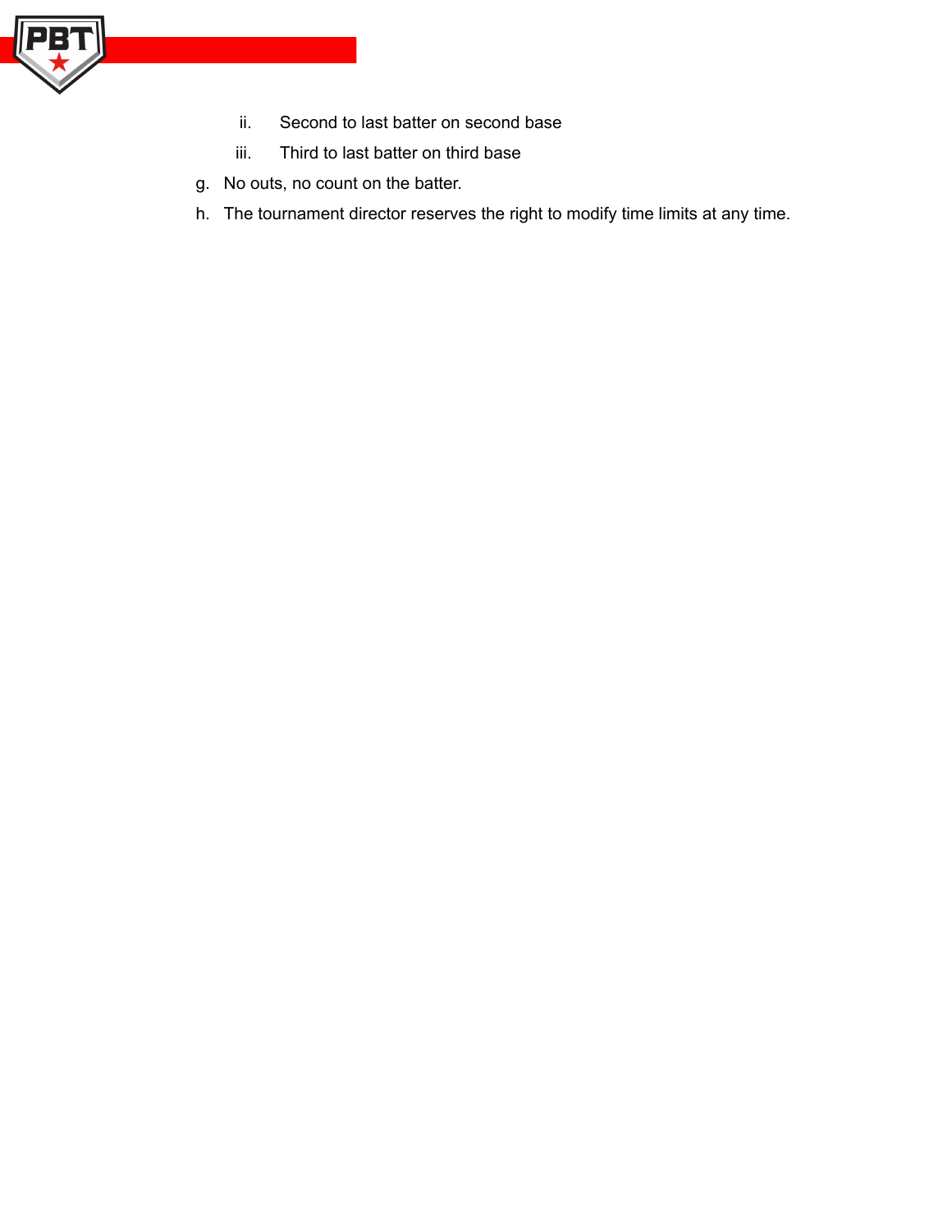ii. Second to last batter on second base

    iii. Third to last batter on third base

g. No outs, no count on the batter.

h. The tournament director reserves the right to modify time limits at any time.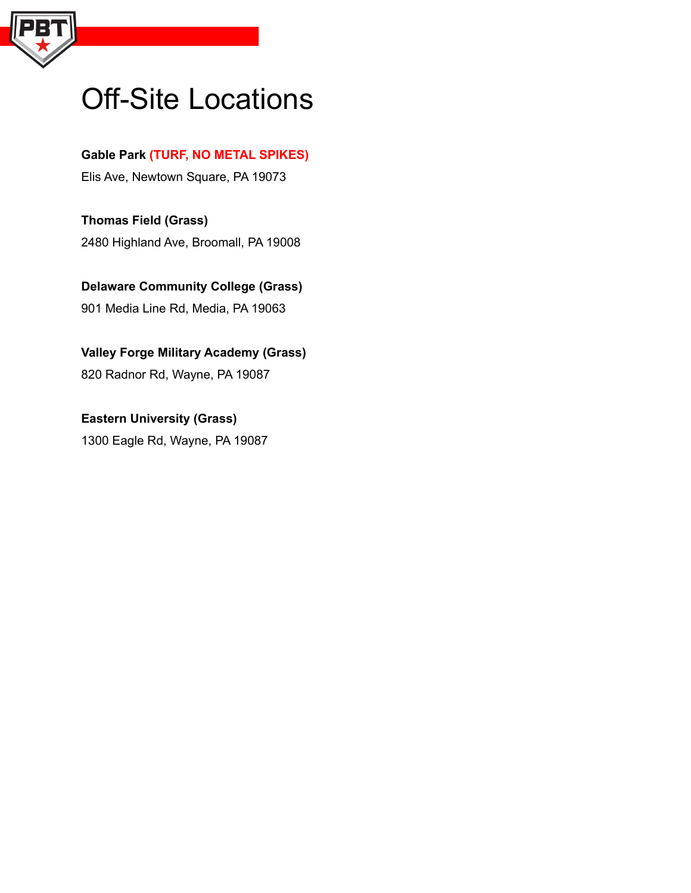# Off-Site Locations

**Gable Park (TURF, NO METAL SPIKES)**

Elis Ave, Newtown Square, PA 19073

**Thomas Field (Grass)**

2480 Highland Ave, Broomall, PA 19008

**Delaware Community College (Grass)**

901 Media Line Rd, Media, PA 19063

**Valley Forge Military Academy (Grass)**

820 Radnor Rd, Wayne, PA 19087

**Eastern University (Grass)**

1300 Eagle Rd, Wayne, PA 19087